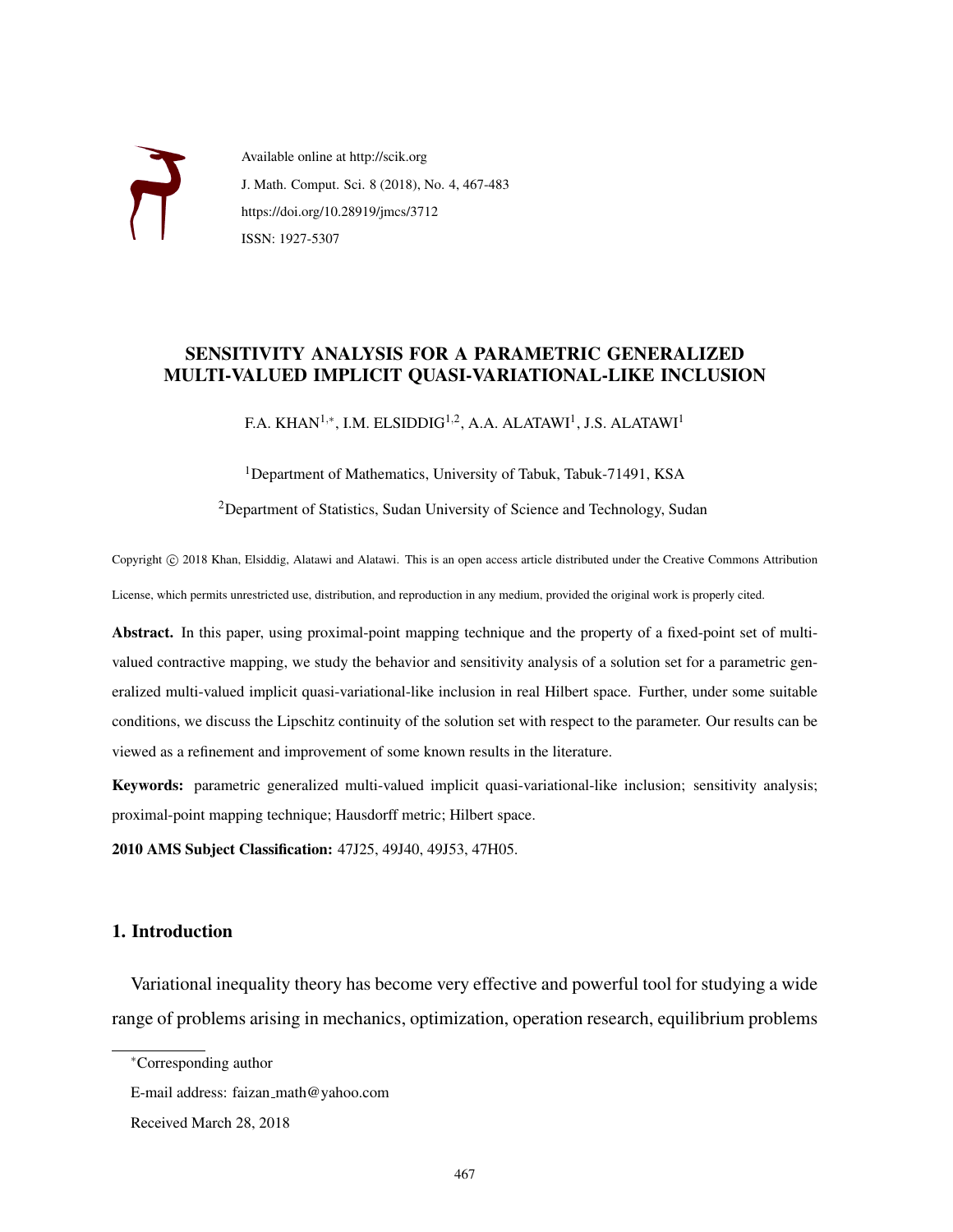Available online at http://scik.org

J. Math. Comput. Sci. 8 (2018), No. 4, 467-483

https://doi.org/10.28919/jmcs/3712

ISSN: 1927-5307

# SENSITIVITY ANALYSIS FOR A PARAMETRIC GENERALIZED MULTI-VALUED IMPLICIT QUASI-VARIATIONAL-LIKE INCLUSION

F.A. KHAN[1,*], I.M. ELSIDDIG[1,2], A.A. ALATAWI[1], J.S. ALATAWI[1]

[1]Department of Mathematics, University of Tabuk, Tabuk-71491, KSA

[2]Department of Statistics, Sudan University of Science and Technology, Sudan

Copyright © 2018 Khan, Elsiddig, Alatawi and Alatawi. This is an open access article distributed under the Creative Commons Attribution License, which permits unrestricted use, distribution, and reproduction in any medium, provided the original work is properly cited.

**Abstract.** In this paper, using proximal-point mapping technique and the property of a fixed-point set of multi-valued contractive mapping, we study the behavior and sensitivity analysis of a solution set for a parametric generalized multi-valued implicit quasi-variational-like inclusion in real Hilbert space. Further, under some suitable conditions, we discuss the Lipschitz continuity of the solution set with respect to the parameter. Our results can be viewed as a refinement and improvement of some known results in the literature.

**Keywords:** parametric generalized multi-valued implicit quasi-variational-like inclusion; sensitivity analysis; proximal-point mapping technique; Hausdorff metric; Hilbert space.

**2010 AMS Subject Classification:** 47J25, 49J40, 49J53, 47H05.

## 1. Introduction

Variational inequality theory has become very effective and powerful tool for studying a wide range of problems arising in mechanics, optimization, operation research, equilibrium problems

---

[*]Corresponding author

E-mail address: faizan_math@yahoo.com

Received March 28, 2018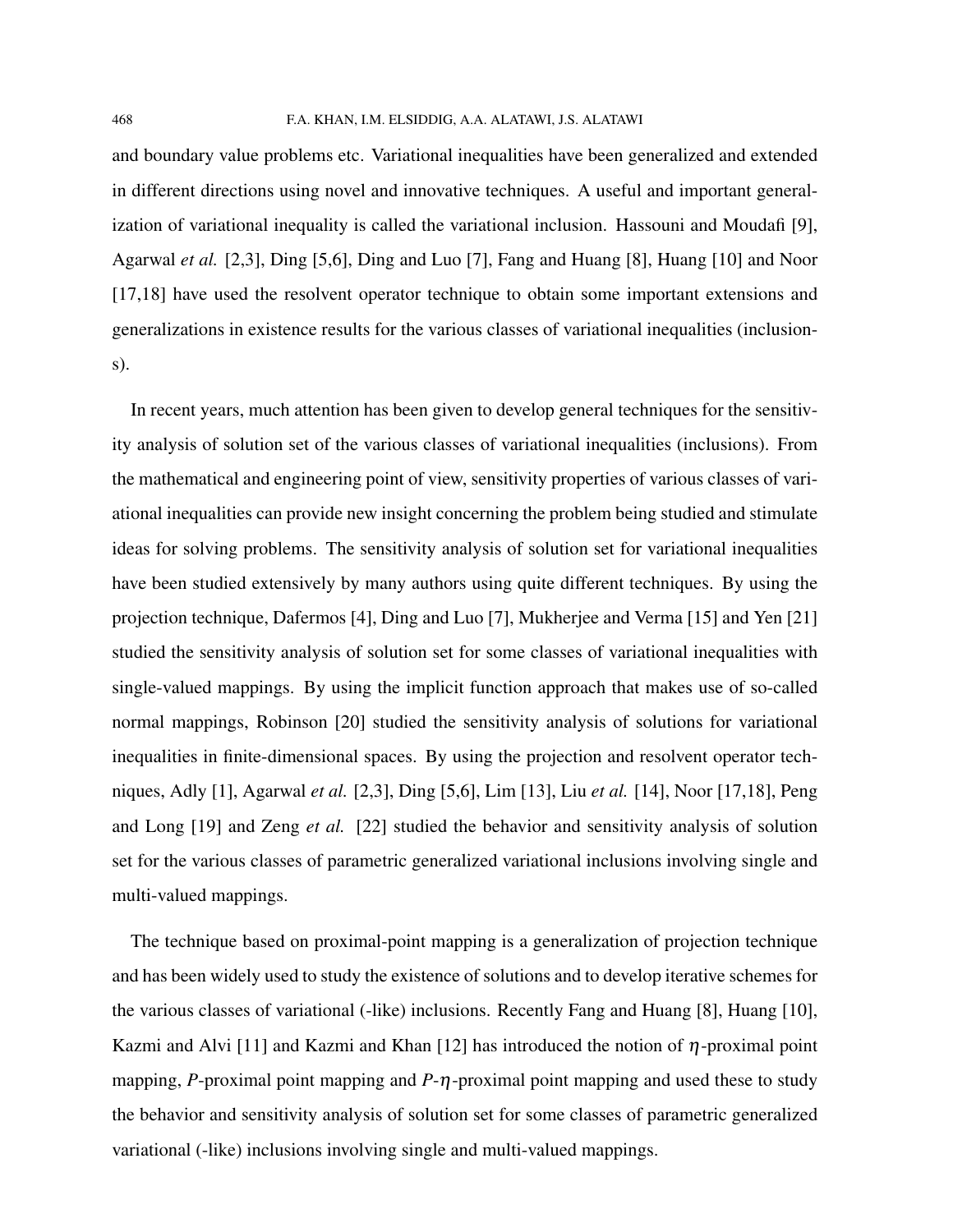and boundary value problems etc. Variational inequalities have been generalized and extended in different directions using novel and innovative techniques. A useful and important generalization of variational inequality is called the variational inclusion. Hassouni and Moudafi [9], Agarwal *et al.* [2,3], Ding [5,6], Ding and Luo [7], Fang and Huang [8], Huang [10] and Noor [17,18] have used the resolvent operator technique to obtain some important extensions and generalizations in existence results for the various classes of variational inequalities (inclusions).

In recent years, much attention has been given to develop general techniques for the sensitivity analysis of solution set of the various classes of variational inequalities (inclusions). From the mathematical and engineering point of view, sensitivity properties of various classes of variational inequalities can provide new insight concerning the problem being studied and stimulate ideas for solving problems. The sensitivity analysis of solution set for variational inequalities have been studied extensively by many authors using quite different techniques. By using the projection technique, Dafermos [4], Ding and Luo [7], Mukherjee and Verma [15] and Yen [21] studied the sensitivity analysis of solution set for some classes of variational inequalities with single-valued mappings. By using the implicit function approach that makes use of so-called normal mappings, Robinson [20] studied the sensitivity analysis of solutions for variational inequalities in finite-dimensional spaces. By using the projection and resolvent operator techniques, Adly [1], Agarwal *et al.* [2,3], Ding [5,6], Lim [13], Liu *et al.* [14], Noor [17,18], Peng and Long [19] and Zeng *et al.* [22] studied the behavior and sensitivity analysis of solution set for the various classes of parametric generalized variational inclusions involving single and multi-valued mappings.

The technique based on proximal-point mapping is a generalization of projection technique and has been widely used to study the existence of solutions and to develop iterative schemes for the various classes of variational (-like) inclusions. Recently Fang and Huang [8], Huang [10], Kazmi and Alvi [11] and Kazmi and Khan [12] has introduced the notion of $\eta$-proximal point mapping, $P$-proximal point mapping and $P$-$\eta$-proximal point mapping and used these to study the behavior and sensitivity analysis of solution set for some classes of parametric generalized variational (-like) inclusions involving single and multi-valued mappings.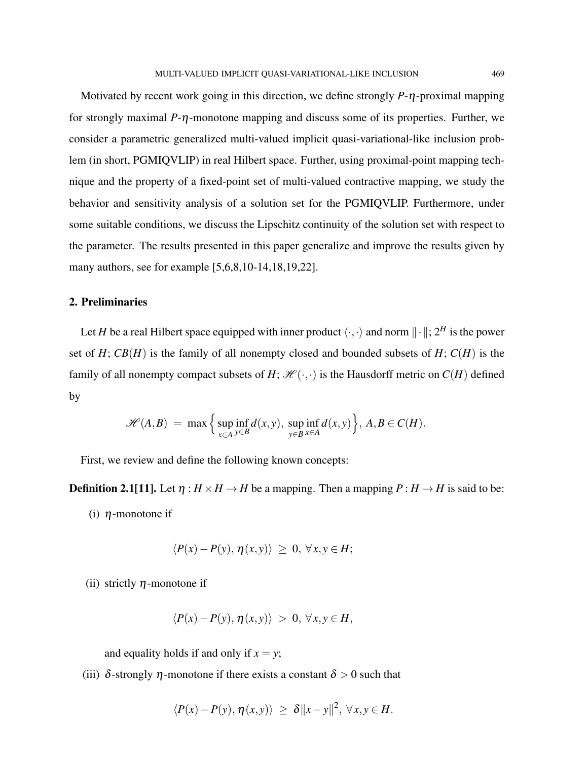Motivated by recent work going in this direction, we define strongly $P$-$\eta$-proximal mapping for strongly maximal $P$-$\eta$-monotone mapping and discuss some of its properties. Further, we consider a parametric generalized multi-valued implicit quasi-variational-like inclusion problem (in short, PGMIQVLIP) in real Hilbert space. Further, using proximal-point mapping technique and the property of a fixed-point set of multi-valued contractive mapping, we study the behavior and sensitivity analysis of a solution set for the PGMIQVLIP. Furthermore, under some suitable conditions, we discuss the Lipschitz continuity of the solution set with respect to the parameter. The results presented in this paper generalize and improve the results given by many authors, see for example [5,6,8,10-14,18,19,22].

## 2. Preliminaries

Let $H$ be a real Hilbert space equipped with inner product $\langle \cdot, \cdot \rangle$ and norm $\| \cdot \|$; $2^H$ is the power set of $H$; $CB(H)$ is the family of all nonempty closed and bounded subsets of $H$; $C(H)$ is the family of all nonempty compact subsets of $H$; $\mathscr{H}(\cdot, \cdot)$ is the Hausdorff metric on $C(H)$ defined by

$$\mathscr{H}(A,B) \ = \ \max\Big\{ \sup_{x \in A} \inf_{y \in B} d(x,y), \ \sup_{y \in B} \inf_{x \in A} d(x,y) \Big\}, \ A, B \in C(H).$$

First, we review and define the following known concepts:

**Definition 2.1[11].** Let $\eta : H \times H \to H$ be a mapping. Then a mapping $P : H \to H$ is said to be:

(i) $\eta$-monotone if

$$\langle P(x) - P(y), \eta(x,y) \rangle \ \geq \ 0, \ \forall x, y \in H;$$

(ii) strictly $\eta$-monotone if

$$\langle P(x) - P(y), \eta(x,y) \rangle \ > \ 0, \ \forall x, y \in H,$$

and equality holds if and only if $x = y$;

(iii) $\delta$-strongly $\eta$-monotone if there exists a constant $\delta > 0$ such that

$$\langle P(x) - P(y), \eta(x,y) \rangle \ \geq \ \delta \|x - y\|^2, \ \forall x, y \in H.$$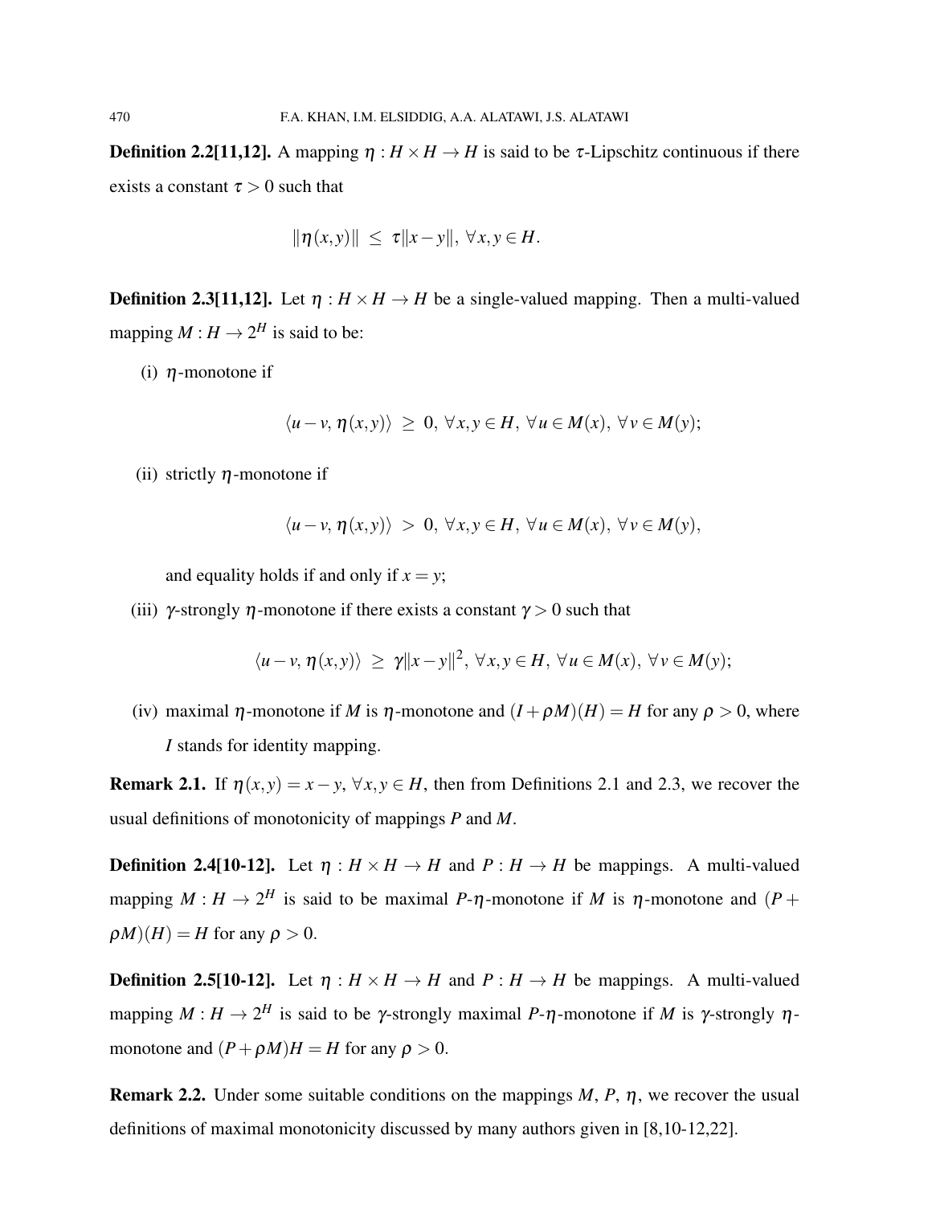**Definition 2.2[11,12].** A mapping $\eta : H \times H \to H$ is said to be $\tau$-Lipschitz continuous if there exists a constant $\tau > 0$ such that

$$\|\eta(x,y)\| \ \leq \ \tau\|x-y\|, \ \forall x,y \in H.$$

**Definition 2.3[11,12].** Let $\eta : H \times H \to H$ be a single-valued mapping. Then a multi-valued mapping $M : H \to 2^H$ is said to be:

(i) $\eta$-monotone if

$$\langle u-v, \, \eta(x,y)\rangle \ \geq \ 0, \ \forall x,y \in H, \ \forall u \in M(x), \ \forall v \in M(y);$$

(ii) strictly $\eta$-monotone if

$$\langle u-v, \, \eta(x,y)\rangle \ > \ 0, \ \forall x,y \in H, \ \forall u \in M(x), \ \forall v \in M(y),$$

and equality holds if and only if $x = y$;

(iii) $\gamma$-strongly $\eta$-monotone if there exists a constant $\gamma > 0$ such that

$$\langle u-v, \, \eta(x,y)\rangle \ \geq \ \gamma\|x-y\|^2, \ \forall x,y \in H, \ \forall u \in M(x), \ \forall v \in M(y);$$

(iv) maximal $\eta$-monotone if $M$ is $\eta$-monotone and $(I+\rho M)(H) = H$ for any $\rho > 0$, where $I$ stands for identity mapping.

**Remark 2.1.** If $\eta(x,y) = x-y$, $\forall x,y \in H$, then from Definitions 2.1 and 2.3, we recover the usual definitions of monotonicity of mappings $P$ and $M$.

**Definition 2.4[10-12].** Let $\eta : H \times H \to H$ and $P : H \to H$ be mappings. A multi-valued mapping $M : H \to 2^H$ is said to be maximal $P$-$\eta$-monotone if $M$ is $\eta$-monotone and $(P + \rho M)(H) = H$ for any $\rho > 0$.

**Definition 2.5[10-12].** Let $\eta : H \times H \to H$ and $P : H \to H$ be mappings. A multi-valued mapping $M : H \to 2^H$ is said to be $\gamma$-strongly maximal $P$-$\eta$-monotone if $M$ is $\gamma$-strongly $\eta$-monotone and $(P+\rho M)H = H$ for any $\rho > 0$.

**Remark 2.2.** Under some suitable conditions on the mappings $M$, $P$, $\eta$, we recover the usual definitions of maximal monotonicity discussed by many authors given in [8,10-12,22].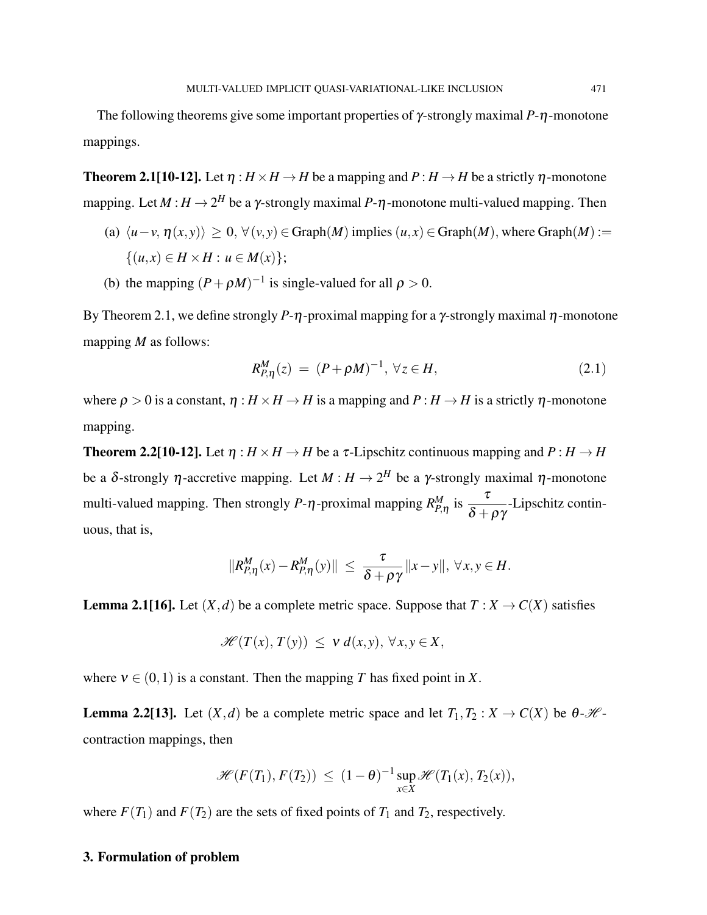The following theorems give some important properties of $\gamma$-strongly maximal $P$-$\eta$-monotone mappings.

**Theorem 2.1[10-12].** Let $\eta : H \times H \to H$ be a mapping and $P : H \to H$ be a strictly $\eta$-monotone mapping. Let $M : H \to 2^H$ be a $\gamma$-strongly maximal $P$-$\eta$-monotone multi-valued mapping. Then

(a) $\langle u - v, \eta(x,y)\rangle \geq 0, \forall (v,y) \in \text{Graph}(M)$ implies $(u,x) \in \text{Graph}(M)$, where $\text{Graph}(M) := \{(u,x) \in H \times H : u \in M(x)\}$;

(b) the mapping $(P + \rho M)^{-1}$ is single-valued for all $\rho > 0$.

By Theorem 2.1, we define strongly $P$-$\eta$-proximal mapping for a $\gamma$-strongly maximal $\eta$-monotone mapping $M$ as follows:

$$R^M_{P,\eta}(z) = (P + \rho M)^{-1}, \ \forall z \in H, \tag{2.1}$$

where $\rho > 0$ is a constant, $\eta : H \times H \to H$ is a mapping and $P : H \to H$ is a strictly $\eta$-monotone mapping.

**Theorem 2.2[10-12].** Let $\eta : H \times H \to H$ be a $\tau$-Lipschitz continuous mapping and $P : H \to H$ be a $\delta$-strongly $\eta$-accretive mapping. Let $M : H \to 2^H$ be a $\gamma$-strongly maximal $\eta$-monotone multi-valued mapping. Then strongly $P$-$\eta$-proximal mapping $R^M_{P,\eta}$ is $\dfrac{\tau}{\delta + \rho\gamma}$-Lipschitz continuous, that is,

$$\|R^M_{P,\eta}(x) - R^M_{P,\eta}(y)\| \leq \frac{\tau}{\delta + \rho\gamma}\|x - y\|, \ \forall x, y \in H.$$

**Lemma 2.1[16].** Let $(X,d)$ be a complete metric space. Suppose that $T : X \to C(X)$ satisfies

$$\mathscr{H}(T(x), T(y)) \leq \nu \, d(x,y), \ \forall x, y \in X,$$

where $\nu \in (0,1)$ is a constant. Then the mapping $T$ has fixed point in $X$.

**Lemma 2.2[13].** Let $(X,d)$ be a complete metric space and let $T_1, T_2 : X \to C(X)$ be $\theta$-$\mathscr{H}$-contraction mappings, then

$$\mathscr{H}(F(T_1), F(T_2)) \leq (1-\theta)^{-1} \sup_{x \in X} \mathscr{H}(T_1(x), T_2(x)),$$

where $F(T_1)$ and $F(T_2)$ are the sets of fixed points of $T_1$ and $T_2$, respectively.

## 3. Formulation of problem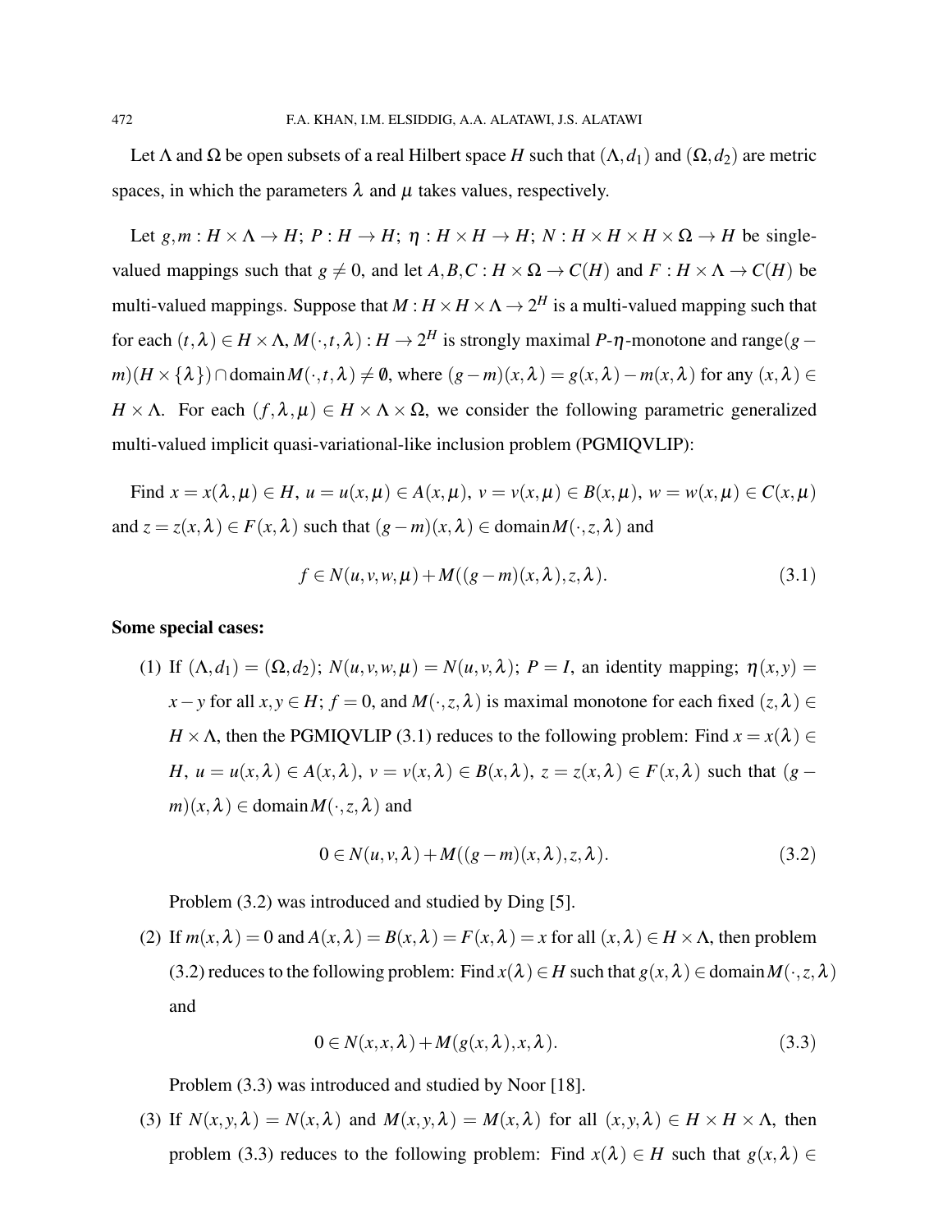Let $\Lambda$ and $\Omega$ be open subsets of a real Hilbert space $H$ such that $(\Lambda, d_1)$ and $(\Omega, d_2)$ are metric spaces, in which the parameters $\lambda$ and $\mu$ takes values, respectively.

Let $g, m : H \times \Lambda \to H$; $P : H \to H$; $\eta : H \times H \to H$; $N : H \times H \times H \times \Omega \to H$ be single-valued mappings such that $g \neq 0$, and let $A, B, C : H \times \Omega \to C(H)$ and $F : H \times \Lambda \to C(H)$ be multi-valued mappings. Suppose that $M : H \times H \times \Lambda \to 2^H$ is a multi-valued mapping such that for each $(t, \lambda) \in H \times \Lambda$, $M(\cdot, t, \lambda) : H \to 2^H$ is strongly maximal $P$-$\eta$-monotone and range$(g - m)(H \times \{\lambda\}) \cap \text{domain}\, M(\cdot, t, \lambda) \neq \emptyset$, where $(g - m)(x, \lambda) = g(x, \lambda) - m(x, \lambda)$ for any $(x, \lambda) \in H \times \Lambda$. For each $(f, \lambda, \mu) \in H \times \Lambda \times \Omega$, we consider the following parametric generalized multi-valued implicit quasi-variational-like inclusion problem (PGMIQVLIP):

Find $x = x(\lambda, \mu) \in H$, $u = u(x, \mu) \in A(x, \mu)$, $v = v(x, \mu) \in B(x, \mu)$, $w = w(x, \mu) \in C(x, \mu)$ and $z = z(x, \lambda) \in F(x, \lambda)$ such that $(g - m)(x, \lambda) \in \text{domain}\, M(\cdot, z, \lambda)$ and

$$f \in N(u, v, w, \mu) + M((g - m)(x, \lambda), z, \lambda). \tag{3.1}$$

**Some special cases:**

(1) If $(\Lambda, d_1) = (\Omega, d_2)$; $N(u, v, w, \mu) = N(u, v, \lambda)$; $P = I$, an identity mapping; $\eta(x, y) = x - y$ for all $x, y \in H$; $f = 0$, and $M(\cdot, z, \lambda)$ is maximal monotone for each fixed $(z, \lambda) \in H \times \Lambda$, then the PGMIQVLIP (3.1) reduces to the following problem: Find $x = x(\lambda) \in H$, $u = u(x, \lambda) \in A(x, \lambda)$, $v = v(x, \lambda) \in B(x, \lambda)$, $z = z(x, \lambda) \in F(x, \lambda)$ such that $(g - m)(x, \lambda) \in \text{domain}\, M(\cdot, z, \lambda)$ and

$$0 \in N(u, v, \lambda) + M((g - m)(x, \lambda), z, \lambda). \tag{3.2}$$

Problem (3.2) was introduced and studied by Ding [5].

(2) If $m(x, \lambda) = 0$ and $A(x, \lambda) = B(x, \lambda) = F(x, \lambda) = x$ for all $(x, \lambda) \in H \times \Lambda$, then problem (3.2) reduces to the following problem: Find $x(\lambda) \in H$ such that $g(x, \lambda) \in \text{domain}\, M(\cdot, z, \lambda)$ and

$$0 \in N(x, x, \lambda) + M(g(x, \lambda), x, \lambda). \tag{3.3}$$

Problem (3.3) was introduced and studied by Noor [18].

(3) If $N(x, y, \lambda) = N(x, \lambda)$ and $M(x, y, \lambda) = M(x, \lambda)$ for all $(x, y, \lambda) \in H \times H \times \Lambda$, then problem (3.3) reduces to the following problem: Find $x(\lambda) \in H$ such that $g(x, \lambda) \in$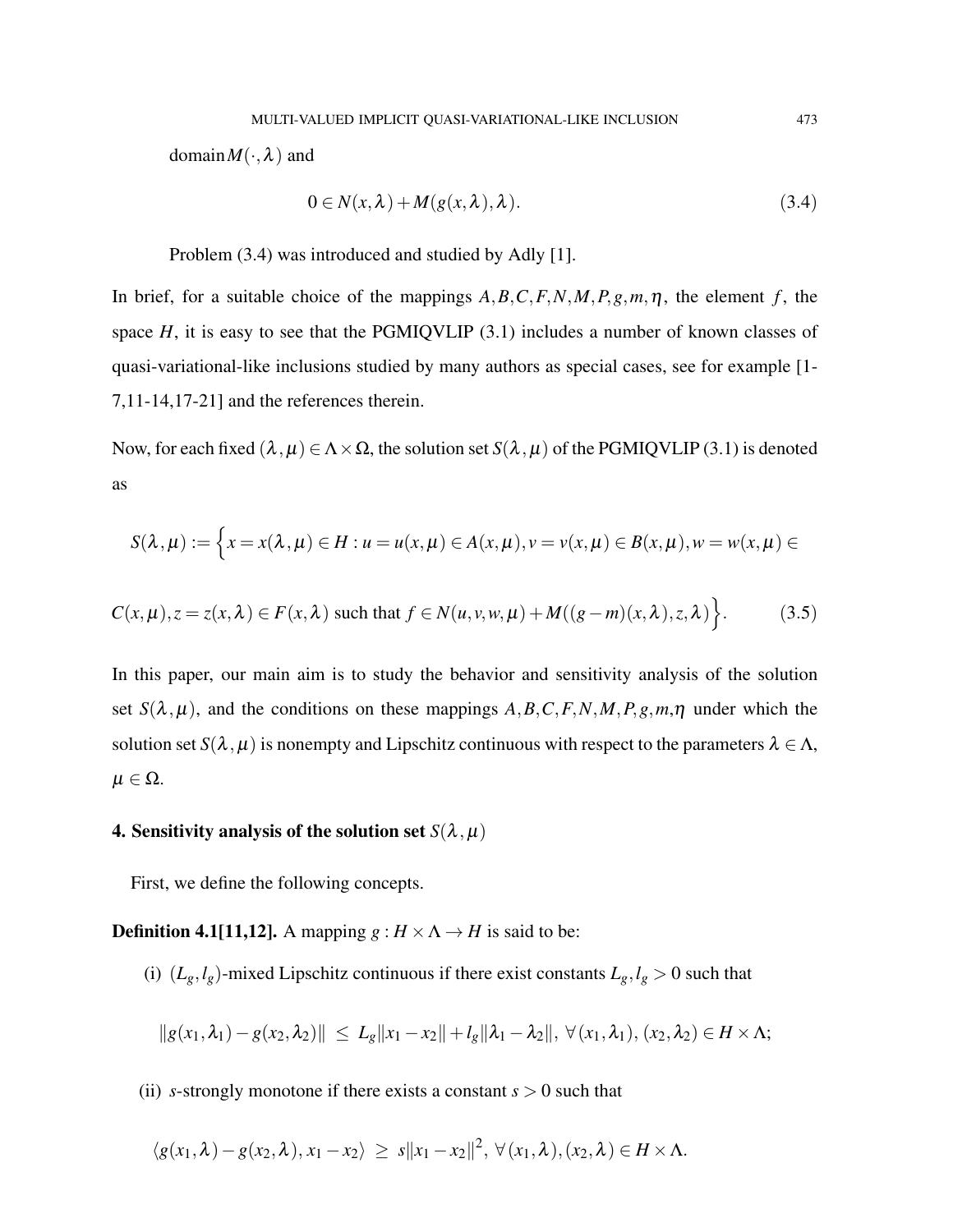domain$M(\cdot,\lambda)$ and

$$0 \in N(x,\lambda) + M(g(x,\lambda),\lambda). \tag{3.4}$$

Problem (3.4) was introduced and studied by Adly [1].

In brief, for a suitable choice of the mappings $A,B,C,F,N,M,P,g,m,\eta$, the element $f$, the space $H$, it is easy to see that the PGMIQVLIP (3.1) includes a number of known classes of quasi-variational-like inclusions studied by many authors as special cases, see for example [1-7,11-14,17-21] and the references therein.

Now, for each fixed $(\lambda,\mu) \in \Lambda\times\Omega$, the solution set $S(\lambda,\mu)$ of the PGMIQVLIP (3.1) is denoted as

$$S(\lambda,\mu) := \Big\{ x = x(\lambda,\mu) \in H : u = u(x,\mu) \in A(x,\mu), v = v(x,\mu) \in B(x,\mu), w = w(x,\mu) \in C(x,\mu), z = z(x,\lambda) \in F(x,\lambda) \text{ such that } f \in N(u,v,w,\mu) + M((g-m)(x,\lambda),z,\lambda) \Big\}. \tag{3.5}$$

In this paper, our main aim is to study the behavior and sensitivity analysis of the solution set $S(\lambda,\mu)$, and the conditions on these mappings $A,B,C,F,N,M,P,g,m,\eta$ under which the solution set $S(\lambda,\mu)$ is nonempty and Lipschitz continuous with respect to the parameters $\lambda\in\Lambda$, $\mu\in\Omega$.

## 4. Sensitivity analysis of the solution set $S(\lambda,\mu)$

First, we define the following concepts.

**Definition 4.1[11,12].** A mapping $g : H\times\Lambda \to H$ is said to be:

(i) $(L_g,l_g)$-mixed Lipschitz continuous if there exist constants $L_g,l_g > 0$ such that

$$\|g(x_1,\lambda_1) - g(x_2,\lambda_2)\| \le L_g\|x_1-x_2\| + l_g\|\lambda_1-\lambda_2\|, \ \forall (x_1,\lambda_1), (x_2,\lambda_2) \in H\times\Lambda;$$

(ii) $s$-strongly monotone if there exists a constant $s > 0$ such that

$$\langle g(x_1,\lambda) - g(x_2,\lambda), x_1-x_2\rangle \ge s\|x_1-x_2\|^2, \ \forall (x_1,\lambda), (x_2,\lambda) \in H\times\Lambda.$$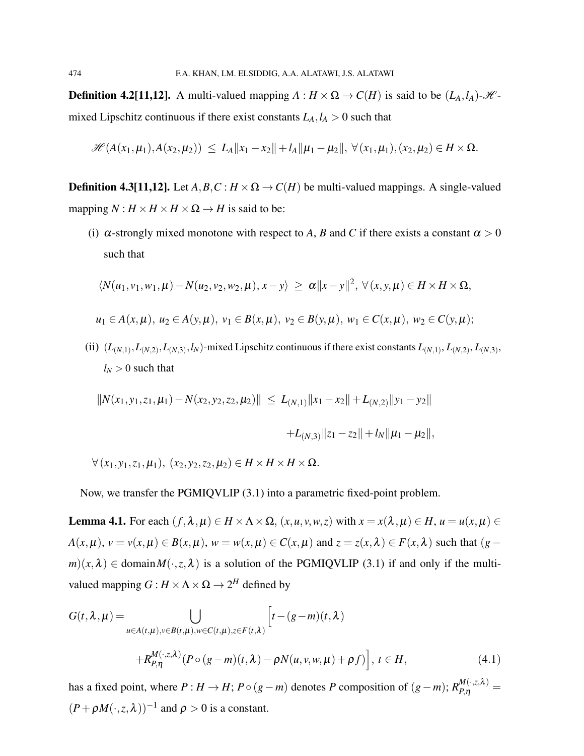**Definition 4.2[11,12].** A multi-valued mapping $A : H \times \Omega \to C(H)$ is said to be $(L_A, l_A)$-$\mathscr{H}$-mixed Lipschitz continuous if there exist constants $L_A, l_A > 0$ such that

$$\mathscr{H}(A(x_1,\mu_1), A(x_2,\mu_2)) \leq L_A\|x_1 - x_2\| + l_A\|\mu_1 - \mu_2\|, \ \forall (x_1,\mu_1),(x_2,\mu_2) \in H \times \Omega.$$

**Definition 4.3[11,12].** Let $A, B, C : H \times \Omega \to C(H)$ be multi-valued mappings. A single-valued mapping $N : H \times H \times H \times \Omega \to H$ is said to be:

(i) $\alpha$-strongly mixed monotone with respect to $A$, $B$ and $C$ if there exists a constant $\alpha > 0$ such that

$$\langle N(u_1,v_1,w_1,\mu) - N(u_2,v_2,w_2,\mu), x - y\rangle \geq \alpha\|x - y\|^2, \ \forall (x,y,\mu) \in H \times H \times \Omega,$$

$$u_1 \in A(x,\mu), \ u_2 \in A(y,\mu), \ v_1 \in B(x,\mu), \ v_2 \in B(y,\mu), \ w_1 \in C(x,\mu), \ w_2 \in C(y,\mu);$$

(ii) $(L_{(N,1)}, L_{(N,2)}, L_{(N,3)}, l_N)$-mixed Lipschitz continuous if there exist constants $L_{(N,1)}, L_{(N,2)}, L_{(N,3)}$, $l_N > 0$ such that

$$\|N(x_1,y_1,z_1,\mu_1) - N(x_2,y_2,z_2,\mu_2)\| \leq L_{(N,1)}\|x_1 - x_2\| + L_{(N,2)}\|y_1 - y_2\| + L_{(N,3)}\|z_1 - z_2\| + l_N\|\mu_1 - \mu_2\|,$$

$\forall (x_1,y_1,z_1,\mu_1), \ (x_2,y_2,z_2,\mu_2) \in H \times H \times H \times \Omega$.

Now, we transfer the PGMIQVLIP (3.1) into a parametric fixed-point problem.

**Lemma 4.1.** For each $(f,\lambda,\mu) \in H \times \Lambda \times \Omega$, $(x,u,v,w,z)$ with $x = x(\lambda,\mu) \in H$, $u = u(x,\mu) \in A(x,\mu)$, $v = v(x,\mu) \in B(x,\mu)$, $w = w(x,\mu) \in C(x,\mu)$ and $z = z(x,\lambda) \in F(x,\lambda)$ such that $(g - m)(x,\lambda) \in \text{domain}M(\cdot,z,\lambda)$ is a solution of the PGMIQVLIP (3.1) if and only if the multi-valued mapping $G : H \times \Lambda \times \Omega \to 2^H$ defined by

$$G(t,\lambda,\mu) = \bigcup_{u\in A(t,\mu),v\in B(t,\mu),w\in C(t,\mu),z\in F(t,\lambda)} \Big[t - (g - m)(t,\lambda) + R^{M(\cdot,z,\lambda)}_{P,\eta}(P \circ (g - m)(t,\lambda) - \rho N(u,v,w,\mu) + \rho f)\Big], \ t \in H, \tag{4.1}$$

has a fixed point, where $P : H \to H$; $P \circ (g - m)$ denotes $P$ composition of $(g - m)$; $R^{M(\cdot,z,\lambda)}_{P,\eta} = (P + \rho M(\cdot,z,\lambda))^{-1}$ and $\rho > 0$ is a constant.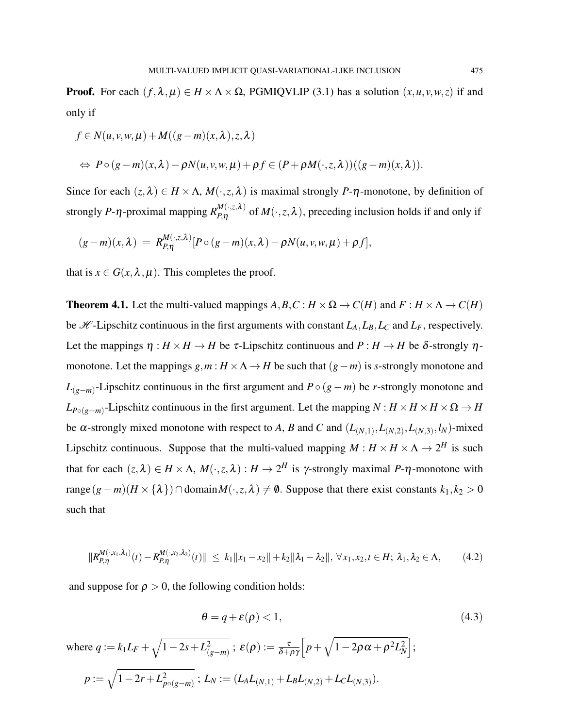**Proof.** For each $(f,\lambda,\mu) \in H \times \Lambda \times \Omega$, PGMIQVLIP (3.1) has a solution $(x,u,v,w,z)$ if and only if

$$f \in N(u,v,w,\mu) + M((g-m)(x,\lambda),z,\lambda)$$

$$\Leftrightarrow\ P\circ(g-m)(x,\lambda) - \rho N(u,v,w,\mu) + \rho f \in (P+\rho M(\cdot,z,\lambda))((g-m)(x,\lambda)).$$

Since for each $(z,\lambda) \in H \times \Lambda$, $M(\cdot,z,\lambda)$ is maximal strongly $P$-$\eta$-monotone, by definition of strongly $P$-$\eta$-proximal mapping $R_{P,\eta}^{M(\cdot,z,\lambda)}$ of $M(\cdot,z,\lambda)$, preceding inclusion holds if and only if

$$(g-m)(x,\lambda) \ = \ R_{P,\eta}^{M(\cdot,z,\lambda)}[P\circ(g-m)(x,\lambda) - \rho N(u,v,w,\mu) + \rho f],$$

that is $x \in G(x,\lambda,\mu)$. This completes the proof.

**Theorem 4.1.** Let the multi-valued mappings $A,B,C : H \times \Omega \to C(H)$ and $F : H \times \Lambda \to C(H)$ be $\mathscr{H}$-Lipschitz continuous in the first arguments with constant $L_A, L_B, L_C$ and $L_F$, respectively. Let the mappings $\eta : H \times H \to H$ be $\tau$-Lipschitz continuous and $P : H \to H$ be $\delta$-strongly $\eta$-monotone. Let the mappings $g,m : H \times \Lambda \to H$ be such that $(g-m)$ is $s$-strongly monotone and $L_{(g-m)}$-Lipschitz continuous in the first argument and $P\circ(g-m)$ be $r$-strongly monotone and $L_{P\circ(g-m)}$-Lipschitz continuous in the first argument. Let the mapping $N : H \times H \times H \times \Omega \to H$ be $\alpha$-strongly mixed monotone with respect to $A$, $B$ and $C$ and $(L_{(N,1)}, L_{(N,2)}, L_{(N,3)}, l_N)$-mixed Lipschitz continuous. Suppose that the multi-valued mapping $M : H \times H \times \Lambda \to 2^H$ is such that for each $(z,\lambda) \in H \times \Lambda$, $M(\cdot,z,\lambda) : H \to 2^H$ is $\gamma$-strongly maximal $P$-$\eta$-monotone with range$(g-m)(H \times \{\lambda\}) \cap$ domain$M(\cdot,z,\lambda) \neq \emptyset$. Suppose that there exist constants $k_1,k_2 > 0$ such that

$$\|R_{P,\eta}^{M(\cdot,x_1,\lambda_1)}(t) - R_{P,\eta}^{M(\cdot,x_2,\lambda_2)}(t)\| \ \leq \ k_1\|x_1 - x_2\| + k_2\|\lambda_1 - \lambda_2\|, \ \forall x_1,x_2,t \in H;\ \lambda_1,\lambda_2 \in \Lambda, \tag{4.2}$$

and suppose for $\rho > 0$, the following condition holds:

$$\theta = q + \varepsilon(\rho) < 1, \tag{4.3}$$

where $q := k_1 L_F + \sqrt{1-2s+L_{(g-m)}^2}$ ; $\varepsilon(\rho) := \frac{\tau}{\delta+\rho\gamma}\Big[p + \sqrt{1-2\rho\alpha+\rho^2 L_N^2}\Big]$;

$p := \sqrt{1-2r+L_{p\circ(g-m)}^2}$ ; $L_N := (L_A L_{(N,1)} + L_B L_{(N,2)} + L_C L_{(N,3)})$.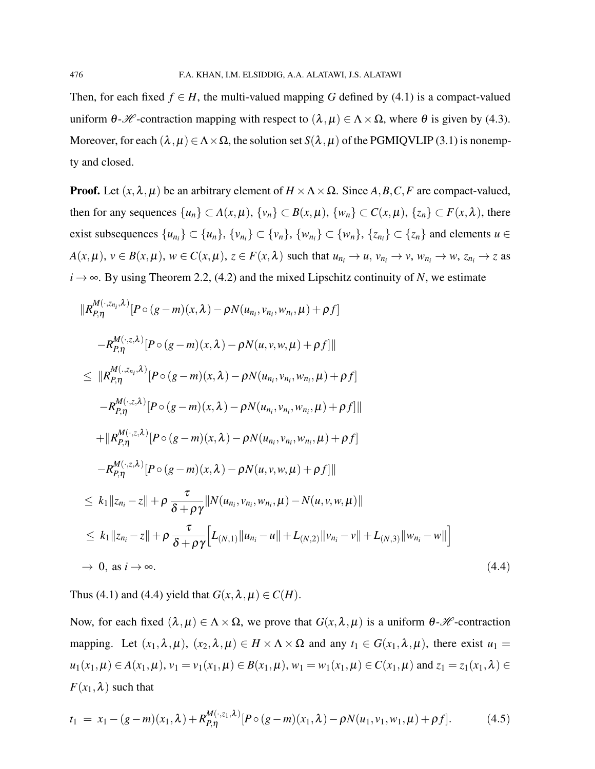Then, for each fixed $f \in H$, the multi-valued mapping $G$ defined by (4.1) is a compact-valued uniform $\theta$-$\mathscr{H}$-contraction mapping with respect to $(\lambda, \mu) \in \Lambda \times \Omega$, where $\theta$ is given by (4.3). Moreover, for each $(\lambda, \mu) \in \Lambda \times \Omega$, the solution set $S(\lambda, \mu)$ of the PGMIQVLIP (3.1) is nonempty and closed.

**Proof.** Let $(x, \lambda, \mu)$ be an arbitrary element of $H \times \Lambda \times \Omega$. Since $A, B, C, F$ are compact-valued, then for any sequences $\{u_n\} \subset A(x, \mu)$, $\{v_n\} \subset B(x, \mu)$, $\{w_n\} \subset C(x, \mu)$, $\{z_n\} \subset F(x, \lambda)$, there exist subsequences $\{u_{n_i}\} \subset \{u_n\}$, $\{v_{n_i}\} \subset \{v_n\}$, $\{w_{n_i}\} \subset \{w_n\}$, $\{z_{n_i}\} \subset \{z_n\}$ and elements $u \in A(x, \mu)$, $v \in B(x, \mu)$, $w \in C(x, \mu)$, $z \in F(x, \lambda)$ such that $u_{n_i} \to u$, $v_{n_i} \to v$, $w_{n_i} \to w$, $z_{n_i} \to z$ as $i \to \infty$. By using Theorem 2.2, (4.2) and the mixed Lipschitz continuity of $N$, we estimate

$$
\begin{aligned}
&\|R_{P,\eta}^{M(\cdot,z_{n_i},\lambda)}[P \circ (g-m)(x,\lambda) - \rho N(u_{n_i}, v_{n_i}, w_{n_i}, \mu) + \rho f] \\
&\quad - R_{P,\eta}^{M(\cdot,z,\lambda)}[P \circ (g-m)(x,\lambda) - \rho N(u, v, w, \mu) + \rho f]\| \\
&\leq \|R_{P,\eta}^{M(.,z_{n_i},\lambda)}[P \circ (g-m)(x,\lambda) - \rho N(u_{n_i}, v_{n_i}, w_{n_i}, \mu) + \rho f] \\
&\quad - R_{P,\eta}^{M(\cdot,z,\lambda)}[P \circ (g-m)(x,\lambda) - \rho N(u_{n_i}, v_{n_i}, w_{n_i}, \mu) + \rho f]\| \\
&\quad + \|R_{P,\eta}^{M(\cdot,z,\lambda)}[P \circ (g-m)(x,\lambda) - \rho N(u_{n_i}, v_{n_i}, w_{n_i}, \mu) + \rho f] \\
&\quad - R_{P,\eta}^{M(\cdot,z,\lambda)}[P \circ (g-m)(x,\lambda) - \rho N(u, v, w, \mu) + \rho f]\| \\
&\leq k_1 \|z_{n_i} - z\| + \rho \, \frac{\tau}{\delta + \rho\gamma} \|N(u_{n_i}, v_{n_i}, w_{n_i}, \mu) - N(u, v, w, \mu)\| \\
&\leq k_1 \|z_{n_i} - z\| + \rho \, \frac{\tau}{\delta + \rho\gamma} \Big[ L_{(N,1)} \|u_{n_i} - u\| + L_{(N,2)} \|v_{n_i} - v\| + L_{(N,3)} \|w_{n_i} - w\| \Big] \\
&\to 0, \text{ as } i \to \infty.
\end{aligned} \tag{4.4}
$$

Thus (4.1) and (4.4) yield that $G(x, \lambda, \mu) \in C(H)$.

Now, for each fixed $(\lambda, \mu) \in \Lambda \times \Omega$, we prove that $G(x, \lambda, \mu)$ is a uniform $\theta$-$\mathscr{H}$-contraction mapping. Let $(x_1, \lambda, \mu)$, $(x_2, \lambda, \mu) \in H \times \Lambda \times \Omega$ and any $t_1 \in G(x_1, \lambda, \mu)$, there exist $u_1 = u_1(x_1, \mu) \in A(x_1, \mu)$, $v_1 = v_1(x_1, \mu) \in B(x_1, \mu)$, $w_1 = w_1(x_1, \mu) \in C(x_1, \mu)$ and $z_1 = z_1(x_1, \lambda) \in F(x_1, \lambda)$ such that

$$
t_1 = x_1 - (g-m)(x_1, \lambda) + R_{P,\eta}^{M(\cdot,z_1,\lambda)}[P \circ (g-m)(x_1,\lambda) - \rho N(u_1, v_1, w_1, \mu) + \rho f]. \tag{4.5}
$$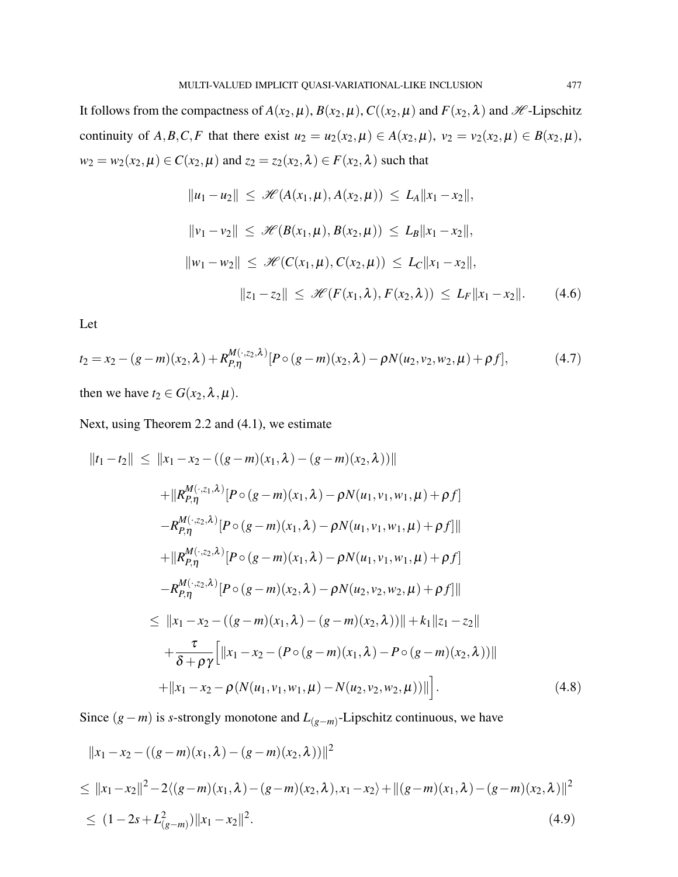It follows from the compactness of $A(x_2,\mu)$, $B(x_2,\mu)$, $C((x_2,\mu)$ and $F(x_2,\lambda)$ and $\mathscr{H}$-Lipschitz continuity of $A,B,C,F$ that there exist $u_2 = u_2(x_2,\mu) \in A(x_2,\mu)$, $v_2 = v_2(x_2,\mu) \in B(x_2,\mu)$, $w_2 = w_2(x_2,\mu) \in C(x_2,\mu)$ and $z_2 = z_2(x_2,\lambda) \in F(x_2,\lambda)$ such that

$$
\begin{aligned}
\|u_1 - u_2\| &\leq \mathscr{H}(A(x_1,\mu),A(x_2,\mu)) \leq L_A\|x_1 - x_2\|, \\
\|v_1 - v_2\| &\leq \mathscr{H}(B(x_1,\mu),B(x_2,\mu)) \leq L_B\|x_1 - x_2\|, \\
\|w_1 - w_2\| &\leq \mathscr{H}(C(x_1,\mu),C(x_2,\mu)) \leq L_C\|x_1 - x_2\|, \\
\|z_1 - z_2\| &\leq \mathscr{H}(F(x_1,\lambda),F(x_2,\lambda)) \leq L_F\|x_1 - x_2\|. \qquad (4.6)
\end{aligned}
$$

Let

$$
t_2 = x_2 - (g-m)(x_2,\lambda) + R_{P,\eta}^{M(\cdot,z_2,\lambda)}[P\circ(g-m)(x_2,\lambda) - \rho N(u_2,v_2,w_2,\mu) + \rho f], \qquad (4.7)
$$

then we have $t_2 \in G(x_2,\lambda,\mu)$.

Next, using Theorem 2.2 and (4.1), we estimate

$$
\begin{aligned}
\|t_1 - t_2\| \leq\ & \|x_1 - x_2 - ((g-m)(x_1,\lambda) - (g-m)(x_2,\lambda))\| \\
& + \|R_{P,\eta}^{M(\cdot,z_1,\lambda)}[P\circ(g-m)(x_1,\lambda) - \rho N(u_1,v_1,w_1,\mu) + \rho f] \\
& - R_{P,\eta}^{M(\cdot,z_2,\lambda)}[P\circ(g-m)(x_1,\lambda) - \rho N(u_1,v_1,w_1,\mu) + \rho f]\| \\
& + \|R_{P,\eta}^{M(\cdot,z_2,\lambda)}[P\circ(g-m)(x_1,\lambda) - \rho N(u_1,v_1,w_1,\mu) + \rho f] \\
& - R_{P,\eta}^{M(\cdot,z_2,\lambda)}[P\circ(g-m)(x_2,\lambda) - \rho N(u_2,v_2,w_2,\mu) + \rho f]\| \\
\leq\ & \|x_1 - x_2 - ((g-m)(x_1,\lambda) - (g-m)(x_2,\lambda))\| + k_1\|z_1 - z_2\| \\
& + \frac{\tau}{\delta + \rho\gamma}\Big[\|x_1 - x_2 - (P\circ(g-m)(x_1,\lambda) - P\circ(g-m)(x_2,\lambda))\| \\
& + \|x_1 - x_2 - \rho(N(u_1,v_1,w_1,\mu) - N(u_2,v_2,w_2,\mu))\|\Big]. \qquad (4.8)
\end{aligned}
$$

Since $(g-m)$ is $s$-strongly monotone and $L_{(g-m)}$-Lipschitz continuous, we have

$$
\begin{aligned}
& \|x_1 - x_2 - ((g-m)(x_1,\lambda) - (g-m)(x_2,\lambda))\|^2 \\
\leq\ & \|x_1 - x_2\|^2 - 2\langle (g-m)(x_1,\lambda) - (g-m)(x_2,\lambda), x_1 - x_2\rangle + \|(g-m)(x_1,\lambda) - (g-m)(x_2,\lambda)\|^2 \\
\leq\ & (1 - 2s + L_{(g-m)}^2)\|x_1 - x_2\|^2. \qquad (4.9)
\end{aligned}
$$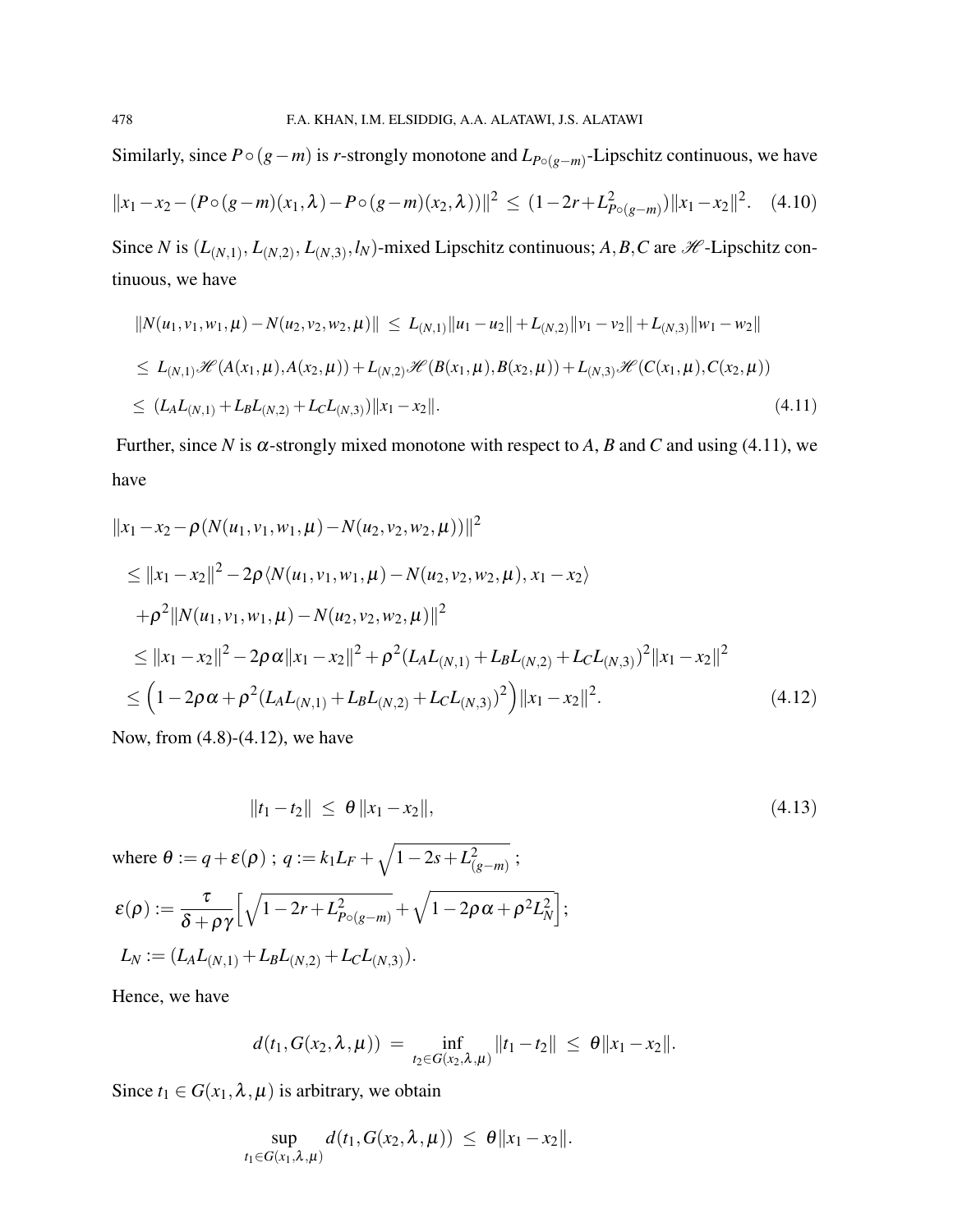Similarly, since $P \circ (g-m)$ is $r$-strongly monotone and $L_{P\circ(g-m)}$-Lipschitz continuous, we have

$$\|x_1 - x_2 - (P\circ(g-m)(x_1,\lambda) - P\circ(g-m)(x_2,\lambda))\|^2 \;\le\; (1-2r+L^2_{P\circ(g-m)})\|x_1-x_2\|^2. \quad (4.10)$$

Since $N$ is $(L_{(N,1)}, L_{(N,2)}, L_{(N,3)}, l_N)$-mixed Lipschitz continuous; $A, B, C$ are $\mathscr{H}$-Lipschitz continuous, we have

$$\begin{aligned}
&\|N(u_1,v_1,w_1,\mu) - N(u_2,v_2,w_2,\mu)\| \;\le\; L_{(N,1)}\|u_1-u_2\| + L_{(N,2)}\|v_1-v_2\| + L_{(N,3)}\|w_1-w_2\| \\
&\le\; L_{(N,1)}\mathscr{H}(A(x_1,\mu),A(x_2,\mu)) + L_{(N,2)}\mathscr{H}(B(x_1,\mu),B(x_2,\mu)) + L_{(N,3)}\mathscr{H}(C(x_1,\mu),C(x_2,\mu)) \\
&\le\; (L_A L_{(N,1)} + L_B L_{(N,2)} + L_C L_{(N,3)})\|x_1-x_2\|. \qquad (4.11)
\end{aligned}$$

Further, since $N$ is $\alpha$-strongly mixed monotone with respect to $A$, $B$ and $C$ and using (4.11), we have

$$\begin{aligned}
&\|x_1 - x_2 - \rho(N(u_1,v_1,w_1,\mu) - N(u_2,v_2,w_2,\mu))\|^2 \\
&\le \|x_1-x_2\|^2 - 2\rho\langle N(u_1,v_1,w_1,\mu) - N(u_2,v_2,w_2,\mu),\, x_1-x_2\rangle \\
&\quad + \rho^2\|N(u_1,v_1,w_1,\mu) - N(u_2,v_2,w_2,\mu)\|^2 \\
&\le \|x_1-x_2\|^2 - 2\rho\alpha\|x_1-x_2\|^2 + \rho^2(L_A L_{(N,1)} + L_B L_{(N,2)} + L_C L_{(N,3)})^2\|x_1-x_2\|^2 \\
&\le \Big(1 - 2\rho\alpha + \rho^2(L_A L_{(N,1)} + L_B L_{(N,2)} + L_C L_{(N,3)})^2\Big)\|x_1-x_2\|^2. \qquad (4.12)
\end{aligned}$$

Now, from (4.8)-(4.12), we have

$$\|t_1 - t_2\| \;\le\; \theta\,\|x_1-x_2\|, \qquad (4.13)$$

where $\theta := q + \varepsilon(\rho)$ ; $q := k_1 L_F + \sqrt{1-2s+L^2_{(g-m)}}$ ;

$\varepsilon(\rho) := \dfrac{\tau}{\delta+\rho\gamma}\Big[\sqrt{1-2r+L^2_{P\circ(g-m)}} + \sqrt{1-2\rho\alpha+\rho^2 L_N^2}\Big]$;

$L_N := (L_A L_{(N,1)} + L_B L_{(N,2)} + L_C L_{(N,3)})$.

Hence, we have

$$d(t_1, G(x_2,\lambda,\mu)) \;=\; \inf_{t_2\in G(x_2,\lambda,\mu)}\|t_1-t_2\| \;\le\; \theta\|x_1-x_2\|.$$

Since $t_1 \in G(x_1,\lambda,\mu)$ is arbitrary, we obtain

$$\sup_{t_1\in G(x_1,\lambda,\mu)} d(t_1, G(x_2,\lambda,\mu)) \;\le\; \theta\|x_1-x_2\|.$$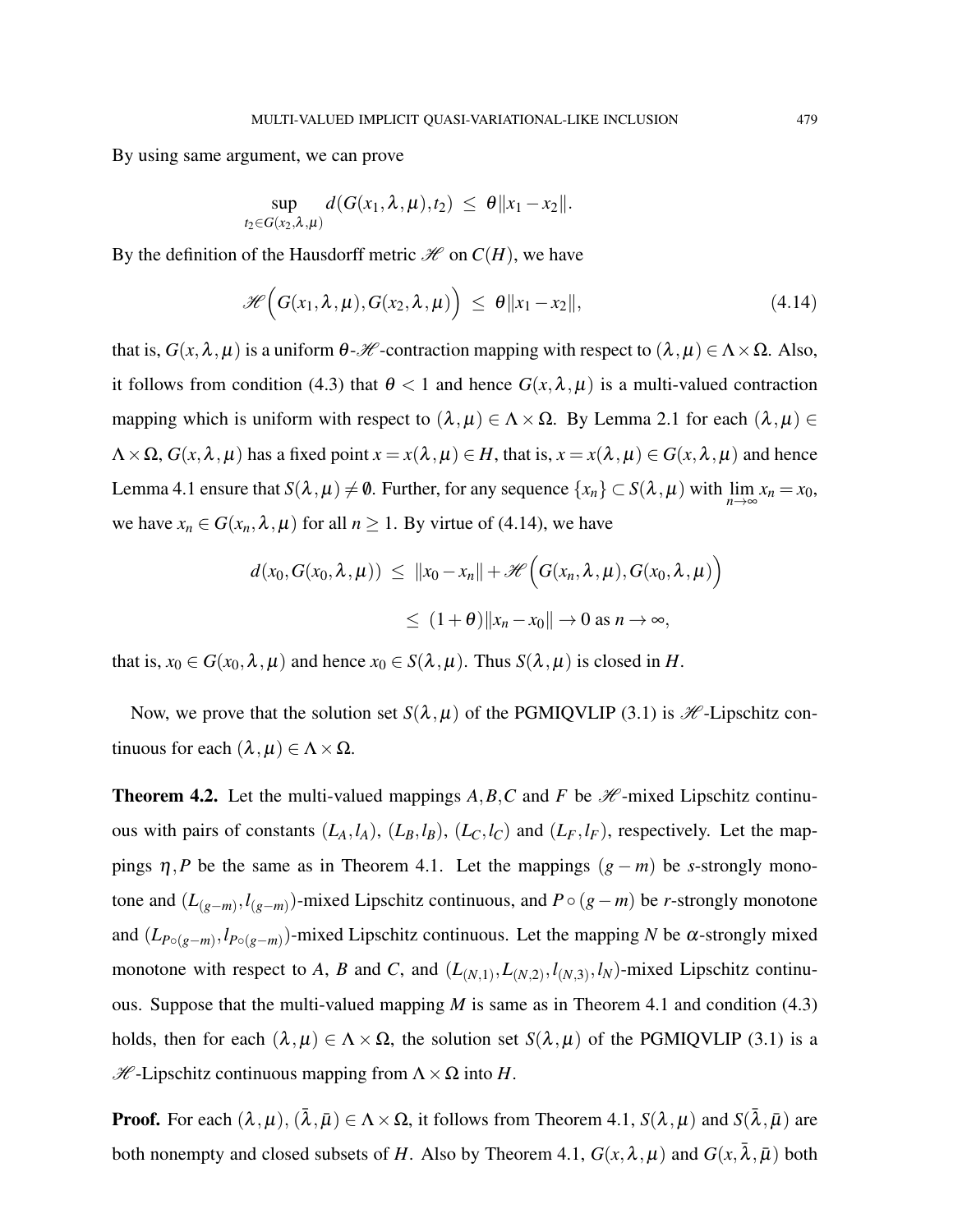By using same argument, we can prove

$$\sup_{t_2 \in G(x_2,\lambda,\mu)} d(G(x_1,\lambda,\mu),t_2) \leq \theta\|x_1 - x_2\|.$$

By the definition of the Hausdorff metric $\mathscr{H}$ on $C(H)$, we have

$$\mathscr{H}\Big(G(x_1,\lambda,\mu), G(x_2,\lambda,\mu)\Big) \leq \theta\|x_1 - x_2\|, \tag{4.14}$$

that is, $G(x,\lambda,\mu)$ is a uniform $\theta$-$\mathscr{H}$-contraction mapping with respect to $(\lambda,\mu) \in \Lambda \times \Omega$. Also, it follows from condition (4.3) that $\theta < 1$ and hence $G(x,\lambda,\mu)$ is a multi-valued contraction mapping which is uniform with respect to $(\lambda,\mu) \in \Lambda \times \Omega$. By Lemma 2.1 for each $(\lambda,\mu) \in \Lambda \times \Omega$, $G(x,\lambda,\mu)$ has a fixed point $x = x(\lambda,\mu) \in H$, that is, $x = x(\lambda,\mu) \in G(x,\lambda,\mu)$ and hence Lemma 4.1 ensure that $S(\lambda,\mu) \neq \emptyset$. Further, for any sequence $\{x_n\} \subset S(\lambda,\mu)$ with $\lim_{n\to\infty} x_n = x_0$, we have $x_n \in G(x_n,\lambda,\mu)$ for all $n \geq 1$. By virtue of (4.14), we have

$$\begin{aligned} d(x_0, G(x_0,\lambda,\mu)) &\leq \|x_0 - x_n\| + \mathscr{H}\Big(G(x_n,\lambda,\mu), G(x_0,\lambda,\mu)\Big) \\ &\leq (1+\theta)\|x_n - x_0\| \to 0 \text{ as } n \to \infty, \end{aligned}$$

that is, $x_0 \in G(x_0,\lambda,\mu)$ and hence $x_0 \in S(\lambda,\mu)$. Thus $S(\lambda,\mu)$ is closed in $H$.

Now, we prove that the solution set $S(\lambda,\mu)$ of the PGMIQVLIP (3.1) is $\mathscr{H}$-Lipschitz continuous for each $(\lambda,\mu) \in \Lambda \times \Omega$.

**Theorem 4.2.** Let the multi-valued mappings $A, B, C$ and $F$ be $\mathscr{H}$-mixed Lipschitz continuous with pairs of constants $(L_A, l_A)$, $(L_B, l_B)$, $(L_C, l_C)$ and $(L_F, l_F)$, respectively. Let the mappings $\eta, P$ be the same as in Theorem 4.1. Let the mappings $(g-m)$ be $s$-strongly monotone and $(L_{(g-m)}, l_{(g-m)})$-mixed Lipschitz continuous, and $P \circ (g-m)$ be $r$-strongly monotone and $(L_{P\circ(g-m)}, l_{P\circ(g-m)})$-mixed Lipschitz continuous. Let the mapping $N$ be $\alpha$-strongly mixed monotone with respect to $A$, $B$ and $C$, and $(L_{(N,1)}, L_{(N,2)}, l_{(N,3)}, l_N)$-mixed Lipschitz continuous. Suppose that the multi-valued mapping $M$ is same as in Theorem 4.1 and condition (4.3) holds, then for each $(\lambda,\mu) \in \Lambda \times \Omega$, the solution set $S(\lambda,\mu)$ of the PGMIQVLIP (3.1) is a $\mathscr{H}$-Lipschitz continuous mapping from $\Lambda \times \Omega$ into $H$.

**Proof.** For each $(\lambda,\mu), (\bar{\lambda},\bar{\mu}) \in \Lambda \times \Omega$, it follows from Theorem 4.1, $S(\lambda,\mu)$ and $S(\bar{\lambda},\bar{\mu})$ are both nonempty and closed subsets of $H$. Also by Theorem 4.1, $G(x,\lambda,\mu)$ and $G(x,\bar{\lambda},\bar{\mu})$ both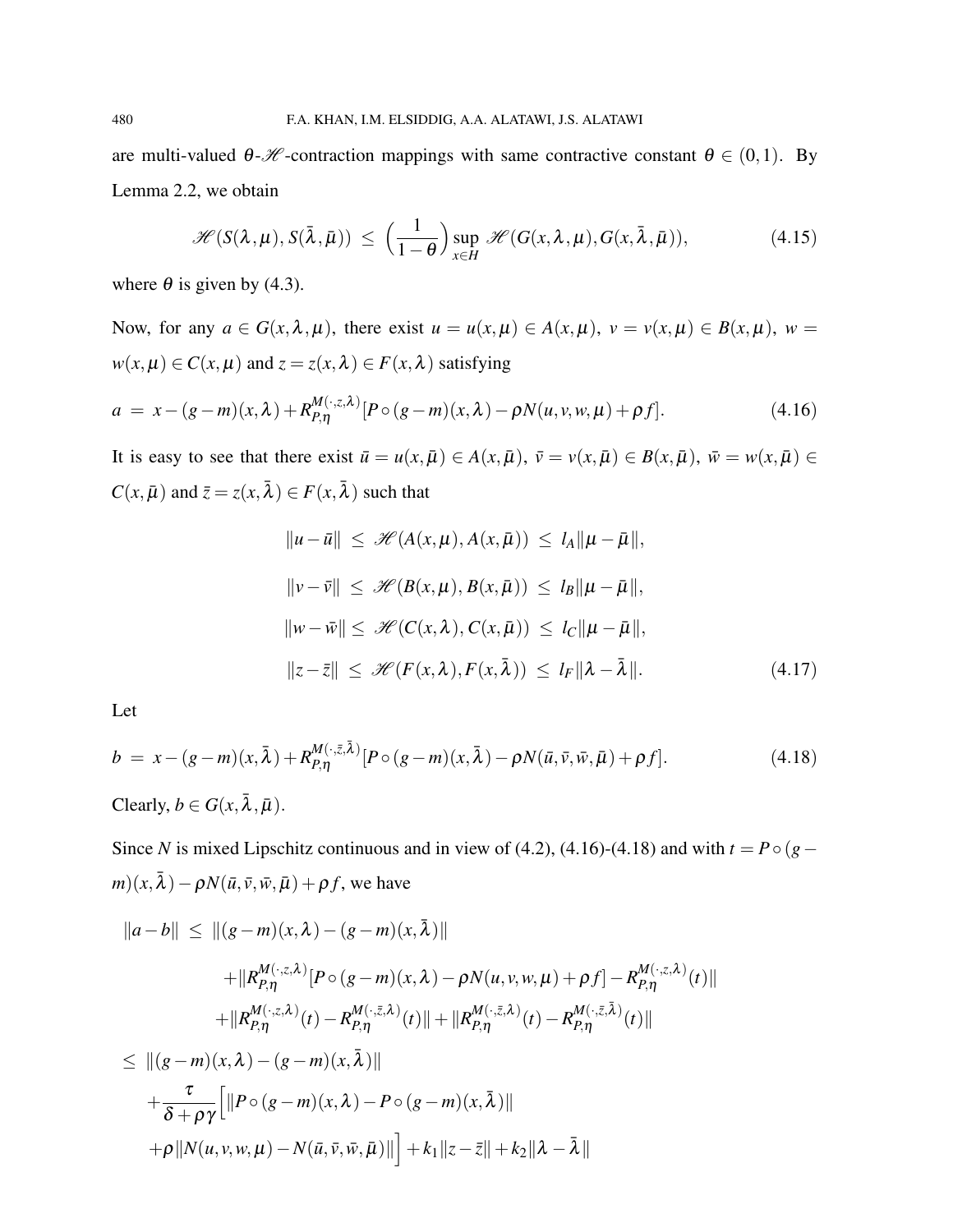are multi-valued $\theta$-$\mathscr{H}$-contraction mappings with same contractive constant $\theta \in (0,1)$. By Lemma 2.2, we obtain

$$\mathscr{H}(S(\lambda,\mu), S(\bar{\lambda},\bar{\mu})) \leq \left(\frac{1}{1-\theta}\right) \sup_{x\in H} \mathscr{H}(G(x,\lambda,\mu), G(x,\bar{\lambda},\bar{\mu})), \tag{4.15}$$

where $\theta$ is given by (4.3).

Now, for any $a \in G(x,\lambda,\mu)$, there exist $u = u(x,\mu) \in A(x,\mu)$, $v = v(x,\mu) \in B(x,\mu)$, $w = w(x,\mu) \in C(x,\mu)$ and $z = z(x,\lambda) \in F(x,\lambda)$ satisfying

$$a = x - (g-m)(x,\lambda) + R^{M(\cdot,z,\lambda)}_{P,\eta}[P\circ(g-m)(x,\lambda) - \rho N(u,v,w,\mu) + \rho f]. \tag{4.16}$$

It is easy to see that there exist $\bar{u} = u(x,\bar{\mu}) \in A(x,\bar{\mu})$, $\bar{v} = v(x,\bar{\mu}) \in B(x,\bar{\mu})$, $\bar{w} = w(x,\bar{\mu}) \in C(x,\bar{\mu})$ and $\bar{z} = z(x,\bar{\lambda}) \in F(x,\bar{\lambda})$ such that

$$\begin{aligned}
\|u-\bar{u}\| &\leq \mathscr{H}(A(x,\mu), A(x,\bar{\mu})) \leq l_A\|\mu-\bar{\mu}\|,\\
\|v-\bar{v}\| &\leq \mathscr{H}(B(x,\mu), B(x,\bar{\mu})) \leq l_B\|\mu-\bar{\mu}\|,\\
\|w-\bar{w}\| &\leq \mathscr{H}(C(x,\lambda), C(x,\bar{\mu})) \leq l_C\|\mu-\bar{\mu}\|,\\
\|z-\bar{z}\| &\leq \mathscr{H}(F(x,\lambda), F(x,\bar{\lambda})) \leq l_F\|\lambda-\bar{\lambda}\|.
\end{aligned} \tag{4.17}$$

Let

$$b = x - (g-m)(x,\bar{\lambda}) + R^{M(\cdot,\bar{z},\bar{\lambda})}_{P,\eta}[P\circ(g-m)(x,\bar{\lambda}) - \rho N(\bar{u},\bar{v},\bar{w},\bar{\mu}) + \rho f]. \tag{4.18}$$

Clearly, $b \in G(x,\bar{\lambda},\bar{\mu})$.

Since $N$ is mixed Lipschitz continuous and in view of (4.2), (4.16)-(4.18) and with $t = P\circ(g-m)(x,\bar{\lambda}) - \rho N(\bar{u},\bar{v},\bar{w},\bar{\mu}) + \rho f$, we have

$$\begin{aligned}
\|a-b\| \leq\ & \|(g-m)(x,\lambda) - (g-m)(x,\bar{\lambda})\|\\
&+\|R^{M(\cdot,z,\lambda)}_{P,\eta}[P\circ(g-m)(x,\lambda) - \rho N(u,v,w,\mu) + \rho f] - R^{M(\cdot,z,\lambda)}_{P,\eta}(t)\|\\
&+\|R^{M(\cdot,z,\lambda)}_{P,\eta}(t) - R^{M(\cdot,\bar{z},\lambda)}_{P,\eta}(t)\| + \|R^{M(\cdot,\bar{z},\lambda)}_{P,\eta}(t) - R^{M(\cdot,\bar{z},\bar{\lambda})}_{P,\eta}(t)\|\\
\leq\ & \|(g-m)(x,\lambda) - (g-m)(x,\bar{\lambda})\|\\
&+\frac{\tau}{\delta+\rho\gamma}\Big[\|P\circ(g-m)(x,\lambda) - P\circ(g-m)(x,\bar{\lambda})\|\\
&+\rho\|N(u,v,w,\mu) - N(\bar{u},\bar{v},\bar{w},\bar{\mu})\|\Big] + k_1\|z-\bar{z}\| + k_2\|\lambda-\bar{\lambda}\|
\end{aligned}$$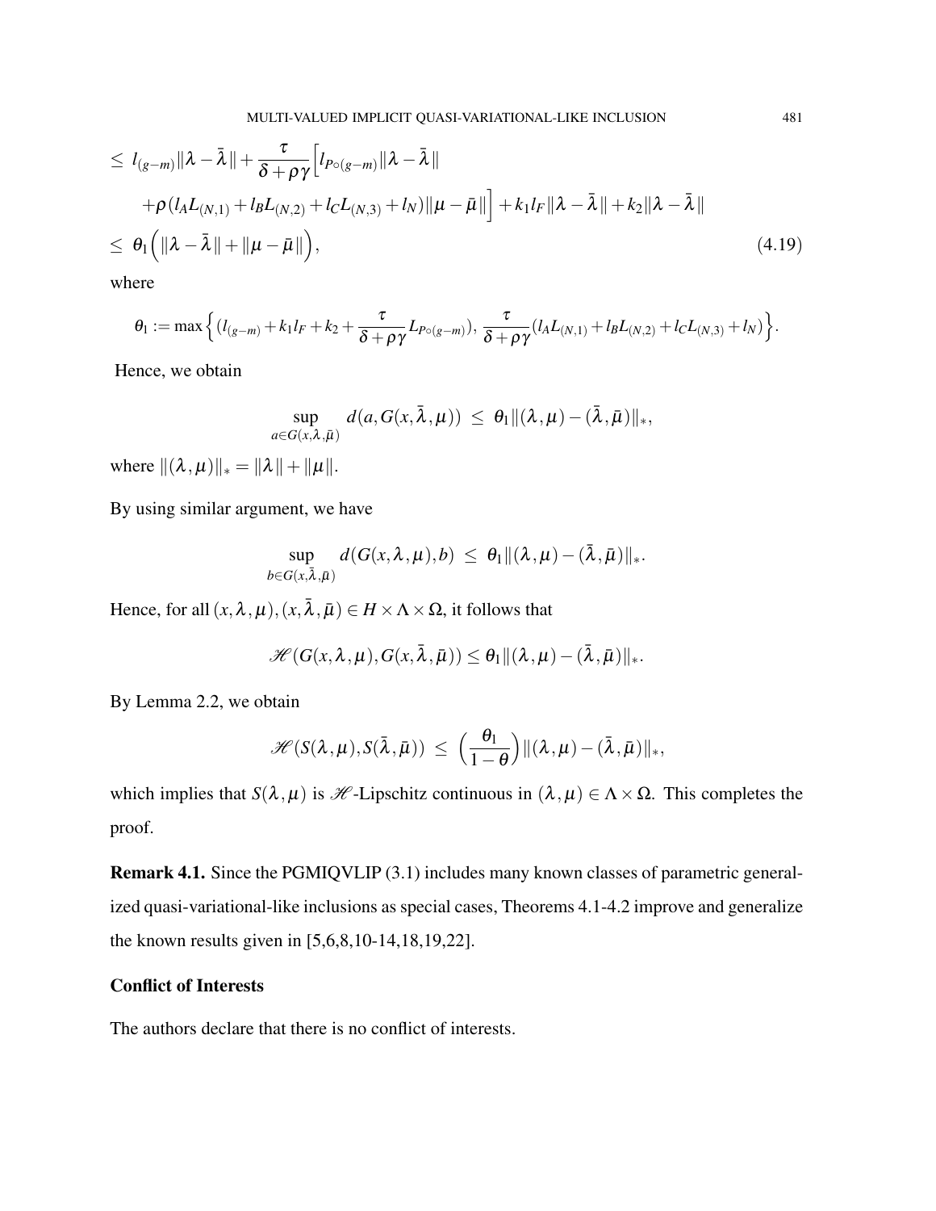$$
\begin{aligned}
&\leq\ l_{(g-m)}\|\lambda-\bar{\lambda}\|+\frac{\tau}{\delta+\rho\gamma}\Big[l_{P\circ(g-m)}\|\lambda-\bar{\lambda}\| \\
&\quad +\rho(l_A L_{(N,1)}+l_B L_{(N,2)}+l_C L_{(N,3)}+l_N)\|\mu-\bar{\mu}\|\Big]+k_1 l_F\|\lambda-\bar{\lambda}\|+k_2\|\lambda-\bar{\lambda}\| \\
&\leq\ \theta_1\Big(\|\lambda-\bar{\lambda}\|+\|\mu-\bar{\mu}\|\Big),
\end{aligned}
\tag{4.19}
$$

where

$$
\theta_1:=\max\Big\{(l_{(g-m)}+k_1 l_F+k_2+\frac{\tau}{\delta+\rho\gamma}L_{P\circ(g-m)}),\ \frac{\tau}{\delta+\rho\gamma}(l_A L_{(N,1)}+l_B L_{(N,2)}+l_C L_{(N,3)}+l_N)\Big\}.
$$

Hence, we obtain

$$
\sup_{a\in G(x,\lambda,\bar{\mu})} d(a,G(x,\bar{\lambda},\mu))\ \leq\ \theta_1\|(\lambda,\mu)-(\bar{\lambda},\bar{\mu})\|_*,
$$

where $\|(\lambda,\mu)\|_*=\|\lambda\|+\|\mu\|$.

By using similar argument, we have

$$
\sup_{b\in G(x,\bar{\lambda},\bar{\mu})} d(G(x,\lambda,\mu),b)\ \leq\ \theta_1\|(\lambda,\mu)-(\bar{\lambda},\bar{\mu})\|_*.
$$

Hence, for all $(x,\lambda,\mu),(x,\bar{\lambda},\bar{\mu})\in H\times\Lambda\times\Omega$, it follows that

$$
\mathscr{H}(G(x,\lambda,\mu),G(x,\bar{\lambda},\bar{\mu}))\leq\theta_1\|(\lambda,\mu)-(\bar{\lambda},\bar{\mu})\|_*.
$$

By Lemma 2.2, we obtain

$$
\mathscr{H}(S(\lambda,\mu),S(\bar{\lambda},\bar{\mu}))\ \leq\ \Big(\frac{\theta_1}{1-\theta}\Big)\|(\lambda,\mu)-(\bar{\lambda},\bar{\mu})\|_*,
$$

which implies that $S(\lambda,\mu)$ is $\mathscr{H}$-Lipschitz continuous in $(\lambda,\mu)\in\Lambda\times\Omega$. This completes the proof.

**Remark 4.1.** Since the PGMIQVLIP (3.1) includes many known classes of parametric generalized quasi-variational-like inclusions as special cases, Theorems 4.1-4.2 improve and generalize the known results given in [5,6,8,10-14,18,19,22].

**Conflict of Interests**

The authors declare that there is no conflict of interests.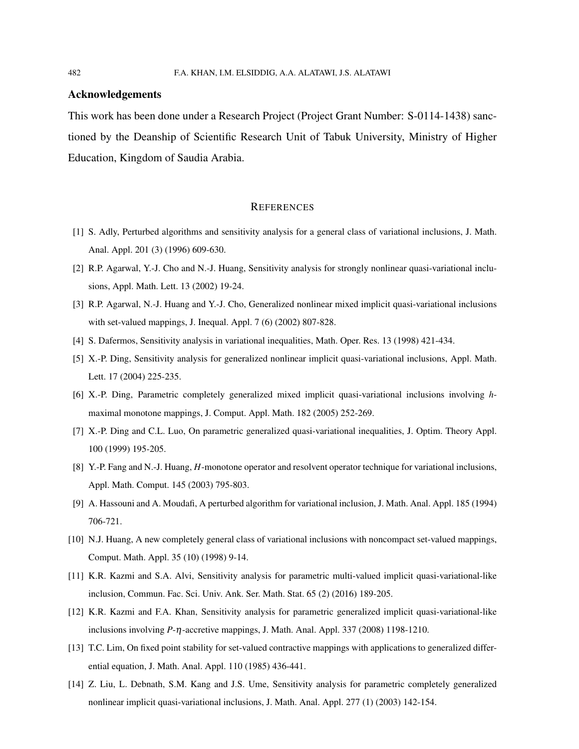## Acknowledgements

This work has been done under a Research Project (Project Grant Number: S-0114-1438) sanctioned by the Deanship of Scientific Research Unit of Tabuk University, Ministry of Higher Education, Kingdom of Saudia Arabia.

## REFERENCES

[1] S. Adly, Perturbed algorithms and sensitivity analysis for a general class of variational inclusions, J. Math. Anal. Appl. 201 (3) (1996) 609-630.

[2] R.P. Agarwal, Y.-J. Cho and N.-J. Huang, Sensitivity analysis for strongly nonlinear quasi-variational inclusions, Appl. Math. Lett. 13 (2002) 19-24.

[3] R.P. Agarwal, N.-J. Huang and Y.-J. Cho, Generalized nonlinear mixed implicit quasi-variational inclusions with set-valued mappings, J. Inequal. Appl. 7 (6) (2002) 807-828.

[4] S. Dafermos, Sensitivity analysis in variational inequalities, Math. Oper. Res. 13 (1998) 421-434.

[5] X.-P. Ding, Sensitivity analysis for generalized nonlinear implicit quasi-variational inclusions, Appl. Math. Lett. 17 (2004) 225-235.

[6] X.-P. Ding, Parametric completely generalized mixed implicit quasi-variational inclusions involving $h$-maximal monotone mappings, J. Comput. Appl. Math. 182 (2005) 252-269.

[7] X.-P. Ding and C.L. Luo, On parametric generalized quasi-variational inequalities, J. Optim. Theory Appl. 100 (1999) 195-205.

[8] Y.-P. Fang and N.-J. Huang, $H$-monotone operator and resolvent operator technique for variational inclusions, Appl. Math. Comput. 145 (2003) 795-803.

[9] A. Hassouni and A. Moudafi, A perturbed algorithm for variational inclusion, J. Math. Anal. Appl. 185 (1994) 706-721.

[10] N.J. Huang, A new completely general class of variational inclusions with noncompact set-valued mappings, Comput. Math. Appl. 35 (10) (1998) 9-14.

[11] K.R. Kazmi and S.A. Alvi, Sensitivity analysis for parametric multi-valued implicit quasi-variational-like inclusion, Commun. Fac. Sci. Univ. Ank. Ser. Math. Stat. 65 (2) (2016) 189-205.

[12] K.R. Kazmi and F.A. Khan, Sensitivity analysis for parametric generalized implicit quasi-variational-like inclusions involving $P$-$\eta$-accretive mappings, J. Math. Anal. Appl. 337 (2008) 1198-1210.

[13] T.C. Lim, On fixed point stability for set-valued contractive mappings with applications to generalized differential equation, J. Math. Anal. Appl. 110 (1985) 436-441.

[14] Z. Liu, L. Debnath, S.M. Kang and J.S. Ume, Sensitivity analysis for parametric completely generalized nonlinear implicit quasi-variational inclusions, J. Math. Anal. Appl. 277 (1) (2003) 142-154.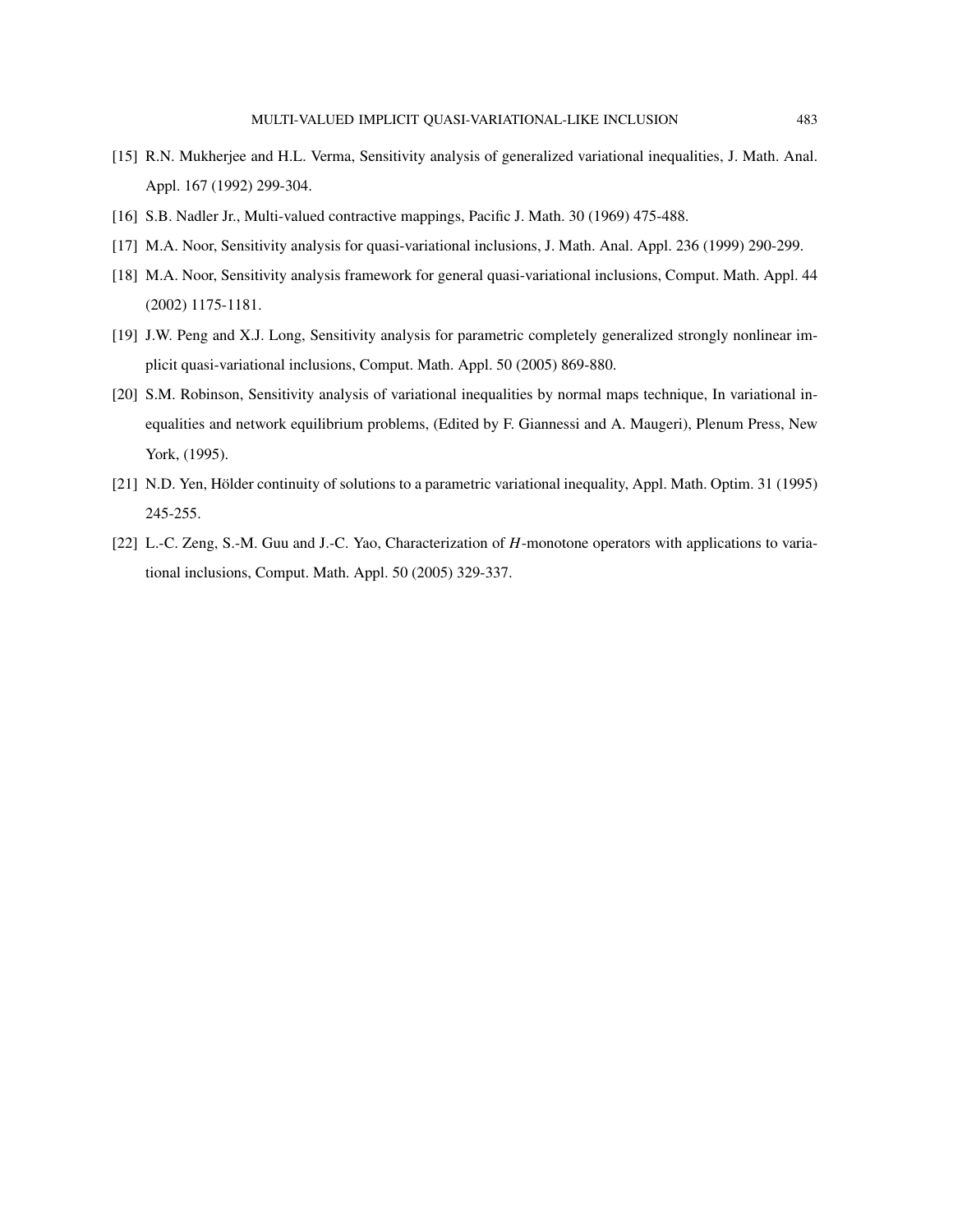[15] R.N. Mukherjee and H.L. Verma, Sensitivity analysis of generalized variational inequalities, J. Math. Anal. Appl. 167 (1992) 299-304.

[16] S.B. Nadler Jr., Multi-valued contractive mappings, Pacific J. Math. 30 (1969) 475-488.

[17] M.A. Noor, Sensitivity analysis for quasi-variational inclusions, J. Math. Anal. Appl. 236 (1999) 290-299.

[18] M.A. Noor, Sensitivity analysis framework for general quasi-variational inclusions, Comput. Math. Appl. 44 (2002) 1175-1181.

[19] J.W. Peng and X.J. Long, Sensitivity analysis for parametric completely generalized strongly nonlinear implicit quasi-variational inclusions, Comput. Math. Appl. 50 (2005) 869-880.

[20] S.M. Robinson, Sensitivity analysis of variational inequalities by normal maps technique, In variational inequalities and network equilibrium problems, (Edited by F. Giannessi and A. Maugeri), Plenum Press, New York, (1995).

[21] N.D. Yen, Hölder continuity of solutions to a parametric variational inequality, Appl. Math. Optim. 31 (1995) 245-255.

[22] L.-C. Zeng, S.-M. Guu and J.-C. Yao, Characterization of $H$-monotone operators with applications to variational inclusions, Comput. Math. Appl. 50 (2005) 329-337.